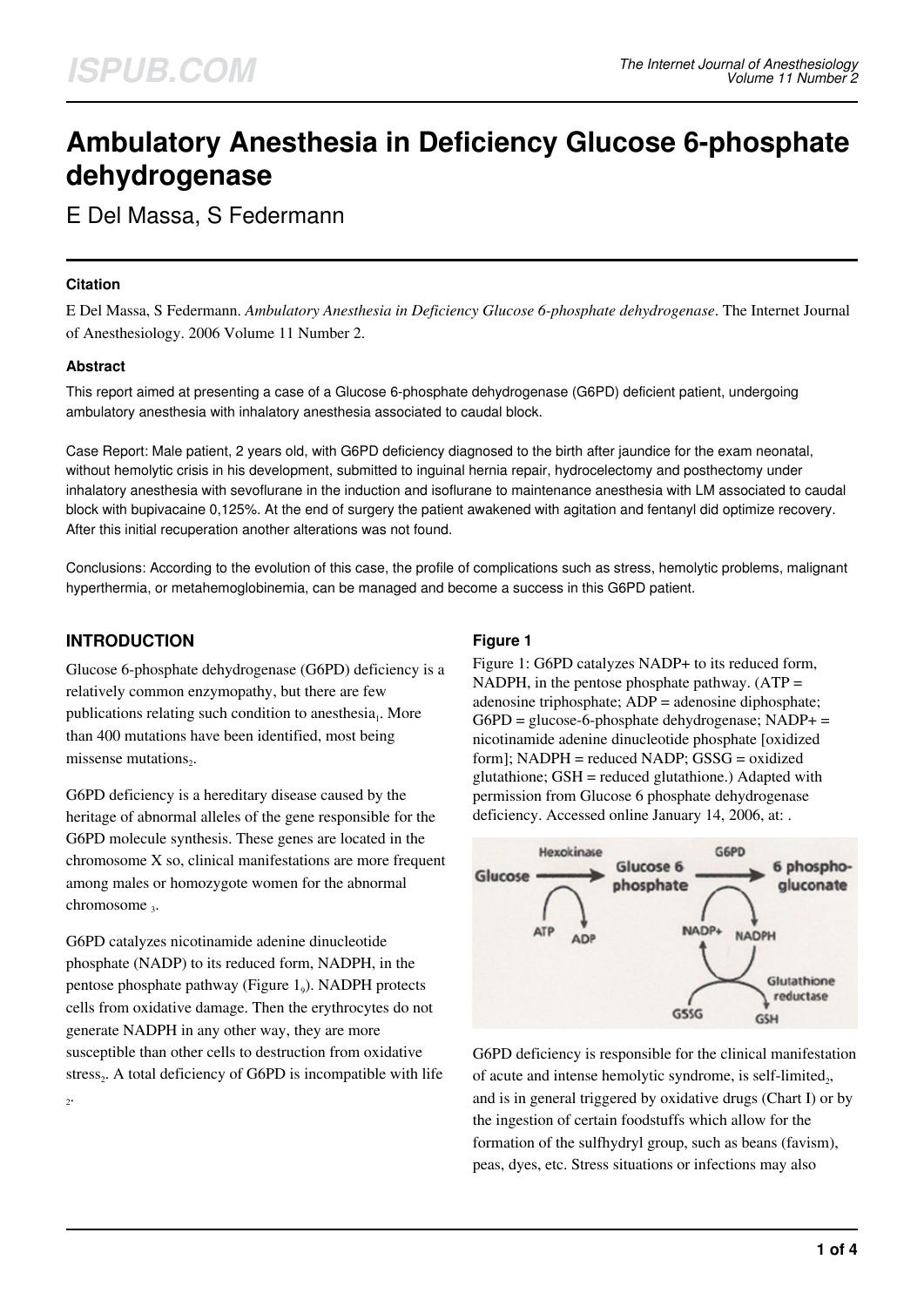# Ambulatory Anesthesia in Deficiency Glucose 6-phosphate dehydrogenase

E Del Massa, S Federmann

## Citation

E Del Massa, S Federmann. *Ambulatory Anesthesia in Deficiency Glucose 6-phosphate dehydrogenase*. The Internet Journal of Anesthesiology. 2006 Volume 11 Number 2.

## Abstract

This report aimed at presenting a case of a Glucose 6-phosphate dehydrogenase (G6PD) deficient patient, undergoing ambulatory anesthesia with inhalatory anesthesia associated to caudal block.

Case Report: Male patient, 2 years old, with G6PD deficiency diagnosed to the birth after jaundice for the exam neonatal, without hemolytic crisis in his development, submitted to inguinal hernia repair, hydrocelectomy and posthectomy under inhalatory anesthesia with sevoflurane in the induction and isoflurane to maintenance anesthesia with LM associated to caudal block with bupivacaine 0,125%. At the end of surgery the patient awakened with agitation and fentanyl did optimize recovery. After this initial recuperation another alterations was not found.

Conclusions: According to the evolution of this case, the profile of complications such as stress, hemolytic problems, malignant hyperthermia, or metahemoglobinemia, can be managed and become a success in this G6PD patient.

## INTRODUCTION

Glucose 6-phosphate dehydrogenase (G6PD) deficiency is a relatively common enzymopathy, but there are few publications relating such condition to anesthesia[1]. More than 400 mutations have been identified, most being missense mutations[2].

G6PD deficiency is a hereditary disease caused by the heritage of abnormal alleles of the gene responsible for the G6PD molecule synthesis. These genes are located in the chromosome X so, clinical manifestations are more frequent among males or homozygote women for the abnormal chromosome [3].

G6PD catalyzes nicotinamide adenine dinucleotide phosphate (NADP) to its reduced form, NADPH, in the pentose phosphate pathway (Figure 1[9]). NADPH protects cells from oxidative damage. Then the erythrocytes do not generate NADPH in any other way, they are more susceptible than other cells to destruction from oxidative stress[2]. A total deficiency of G6PD is incompatible with life [2].

### Figure 1

Figure 1: G6PD catalyzes NADP+ to its reduced form, NADPH, in the pentose phosphate pathway. (ATP = adenosine triphosphate; ADP = adenosine diphosphate; G6PD = glucose-6-phosphate dehydrogenase; NADP+ = nicotinamide adenine dinucleotide phosphate [oxidized form]; NADPH = reduced NADP; GSSG = oxidized glutathione; GSH = reduced glutathione.) Adapted with permission from Glucose 6 phosphate dehydrogenase deficiency. Accessed online January 14, 2006, at: .

G6PD deficiency is responsible for the clinical manifestation of acute and intense hemolytic syndrome, is self-limited[2], and is in general triggered by oxidative drugs (Chart I) or by the ingestion of certain foodstuffs which allow for the formation of the sulfhydryl group, such as beans (favism), peas, dyes, etc. Stress situations or infections may also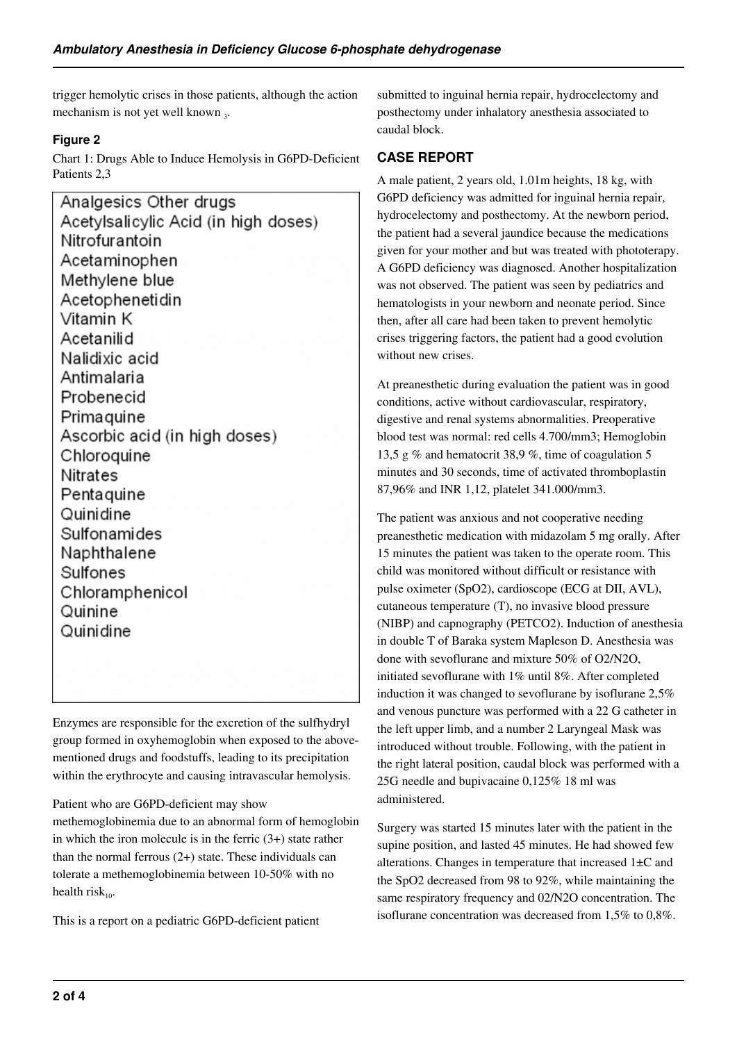trigger hemolytic crises in those patients, although the action mechanism is not yet well known [3].

### Figure 2

Chart 1: Drugs Able to Induce Hemolysis in G6PD-Deficient Patients 2,3

| Analgesics Other drugs |
|---|
| Acetylsalicylic Acid (in high doses) |
| Nitrofurantoin |
| Acetaminophen |
| Methylene blue |
| Acetophenetidin |
| Vitamin K |
| Acetanilid |
| Nalidixic acid |
| Antimalaria |
| Probenecid |
| Primaquine |
| Ascorbic acid (in high doses) |
| Chloroquine |
| Nitrates |
| Pentaquine |
| Quinidine |
| Sulfonamides |
| Naphthalene |
| Sulfones |
| Chloramphenicol |
| Quinine |
| Quinidine |

Enzymes are responsible for the excretion of the sulfhydryl group formed in oxyhemoglobin when exposed to the above-mentioned drugs and foodstuffs, leading to its precipitation within the erythrocyte and causing intravascular hemolysis.

Patient who are G6PD-deficient may show methemoglobinemia due to an abnormal form of hemoglobin in which the iron molecule is in the ferric (3+) state rather than the normal ferrous (2+) state. These individuals can tolerate a methemoglobinemia between 10-50% with no health risk[10].

This is a report on a pediatric G6PD-deficient patient submitted to inguinal hernia repair, hydrocelectomy and posthectomy under inhalatory anesthesia associated to caudal block.

## CASE REPORT

A male patient, 2 years old, 1.01m heights, 18 kg, with G6PD deficiency was admitted for inguinal hernia repair, hydrocelectomy and posthectomy. At the newborn period, the patient had a several jaundice because the medications given for your mother and but was treated with phototerapy. A G6PD deficiency was diagnosed. Another hospitalization was not observed. The patient was seen by pediatrics and hematologists in your newborn and neonate period. Since then, after all care had been taken to prevent hemolytic crises triggering factors, the patient had a good evolution without new crises.

At preanesthetic during evaluation the patient was in good conditions, active without cardiovascular, respiratory, digestive and renal systems abnormalities. Preoperative blood test was normal: red cells 4.700/mm3; Hemoglobin 13,5 g % and hematocrit 38,9 %, time of coagulation 5 minutes and 30 seconds, time of activated thromboplastin 87,96% and INR 1,12, platelet 341.000/mm3.

The patient was anxious and not cooperative needing preanesthetic medication with midazolam 5 mg orally. After 15 minutes the patient was taken to the operate room. This child was monitored without difficult or resistance with pulse oximeter (SpO2), cardioscope (ECG at DII, AVL), cutaneous temperature (T), no invasive blood pressure (NIBP) and capnography (PETCO2). Induction of anesthesia in double T of Baraka system Mapleson D. Anesthesia was done with sevoflurane and mixture 50% of O2/N2O, initiated sevoflurane with 1% until 8%. After completed induction it was changed to sevoflurane by isoflurane 2,5% and venous puncture was performed with a 22 G catheter in the left upper limb, and a number 2 Laryngeal Mask was introduced without trouble. Following, with the patient in the right lateral position, caudal block was performed with a 25G needle and bupivacaine 0,125% 18 ml was administered.

Surgery was started 15 minutes later with the patient in the supine position, and lasted 45 minutes. He had showed few alterations. Changes in temperature that increased 1±C and the SpO2 decreased from 98 to 92%, while maintaining the same respiratory frequency and 02/N2O concentration. The isoflurane concentration was decreased from 1,5% to 0,8%.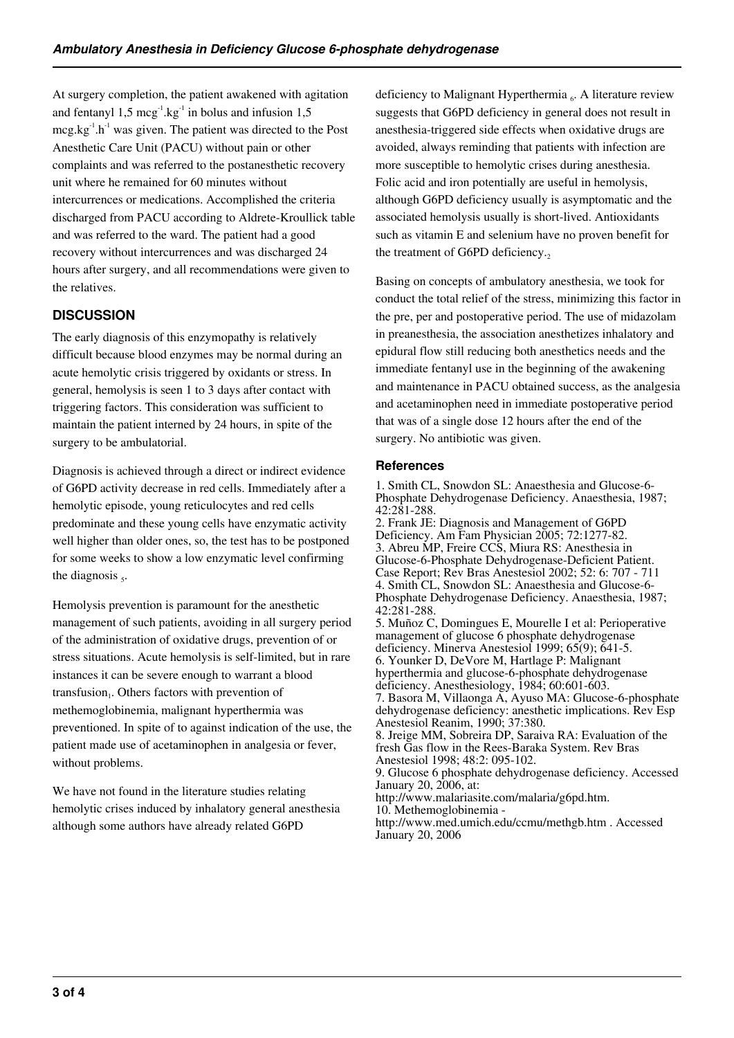At surgery completion, the patient awakened with agitation and fentanyl 1,5 $mcg^{-1}.kg^{-1}$ in bolus and infusion 1,5 $mcg.kg^{-1}.h^{-1}$ was given. The patient was directed to the Post Anesthetic Care Unit (PACU) without pain or other complaints and was referred to the postanesthetic recovery unit where he remained for 60 minutes without intercurrences or medications. Accomplished the criteria discharged from PACU according to Aldrete-Kroullick table and was referred to the ward. The patient had a good recovery without intercurrences and was discharged 24 hours after surgery, and all recommendations were given to the relatives.

## DISCUSSION

The early diagnosis of this enzymopathy is relatively difficult because blood enzymes may be normal during an acute hemolytic crisis triggered by oxidants or stress. In general, hemolysis is seen 1 to 3 days after contact with triggering factors. This consideration was sufficient to maintain the patient interned by 24 hours, in spite of the surgery to be ambulatorial.

Diagnosis is achieved through a direct or indirect evidence of G6PD activity decrease in red cells. Immediately after a hemolytic episode, young reticulocytes and red cells predominate and these young cells have enzymatic activity well higher than older ones, so, the test has to be postponed for some weeks to show a low enzymatic level confirming the diagnosis [5].

Hemolysis prevention is paramount for the anesthetic management of such patients, avoiding in all surgery period of the administration of oxidative drugs, prevention of or stress situations. Acute hemolysis is self-limited, but in rare instances it can be severe enough to warrant a blood transfusion[1]. Others factors with prevention of methemoglobinemia, malignant hyperthermia was preventioned. In spite of to against indication of the use, the patient made use of acetaminophen in analgesia or fever, without problems.

We have not found in the literature studies relating hemolytic crises induced by inhalatory general anesthesia although some authors have already related G6PD deficiency to Malignant Hyperthermia [6]. A literature review suggests that G6PD deficiency in general does not result in anesthesia-triggered side effects when oxidative drugs are avoided, always reminding that patients with infection are more susceptible to hemolytic crises during anesthesia. Folic acid and iron potentially are useful in hemolysis, although G6PD deficiency usually is asymptomatic and the associated hemolysis usually is short-lived. Antioxidants such as vitamin E and selenium have no proven benefit for the treatment of G6PD deficiency.[2]

Basing on concepts of ambulatory anesthesia, we took for conduct the total relief of the stress, minimizing this factor in the pre, per and postoperative period. The use of midazolam in preanesthesia, the association anesthetizes inhalatory and epidural flow still reducing both anesthetics needs and the immediate fentanyl use in the beginning of the awakening and maintenance in PACU obtained success, as the analgesia and acetaminophen need in immediate postoperative period that was of a single dose 12 hours after the end of the surgery. No antibiotic was given.

### References

1. Smith CL, Snowdon SL: Anaesthesia and Glucose-6-Phosphate Dehydrogenase Deficiency. Anaesthesia, 1987; 42:281-288.
2. Frank JE: Diagnosis and Management of G6PD Deficiency. Am Fam Physician 2005; 72:1277-82.
3. Abreu MP, Freire CCS, Miura RS: Anesthesia in Glucose-6-Phosphate Dehydrogenase-Deficient Patient. Case Report; Rev Bras Anestesiol 2002; 52: 6: 707 - 711
4. Smith CL, Snowdon SL: Anaesthesia and Glucose-6-Phosphate Dehydrogenase Deficiency. Anaesthesia, 1987; 42:281-288.
5. Muñoz C, Domingues E, Mourelle I et al: Perioperative management of glucose 6 phosphate dehydrogenase deficiency. Minerva Anestesiol 1999; 65(9); 641-5.
6. Younker D, DeVore M, Hartlage P: Malignant hyperthermia and glucose-6-phosphate dehydrogenase deficiency. Anesthesiology, 1984; 60:601-603.
7. Basora M, Villaonga A, Ayuso MA: Glucose-6-phosphate dehydrogenase deficiency: anesthetic implications. Rev Esp Anestesiol Reanim, 1990; 37:380.
8. Jreige MM, Sobreira DP, Saraiva RA: Evaluation of the fresh Gas flow in the Rees-Baraka System. Rev Bras Anestesiol 1998; 48:2: 095-102.
9. Glucose 6 phosphate dehydrogenase deficiency. Accessed January 20, 2006, at: http://www.malariasite.com/malaria/g6pd.htm.
10. Methemoglobinemia - http://www.med.umich.edu/ccmu/methgb.htm . Accessed January 20, 2006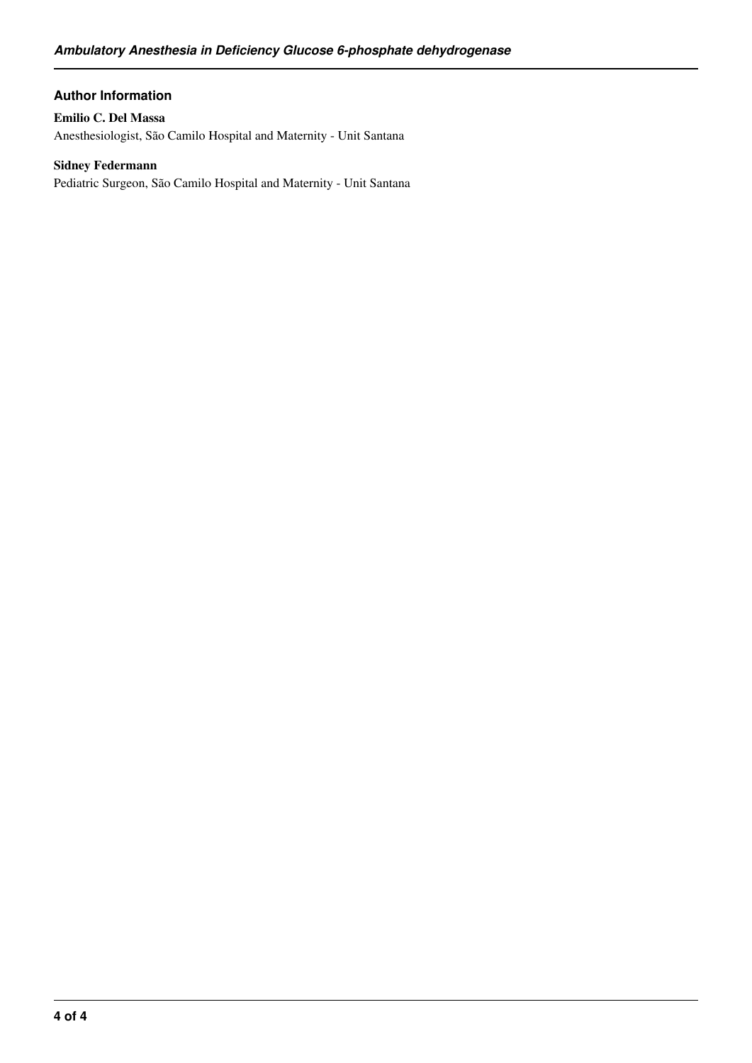## Author Information

**Emilio C. Del Massa**
Anesthesiologist, São Camilo Hospital and Maternity - Unit Santana

**Sidney Federmann**
Pediatric Surgeon, São Camilo Hospital and Maternity - Unit Santana